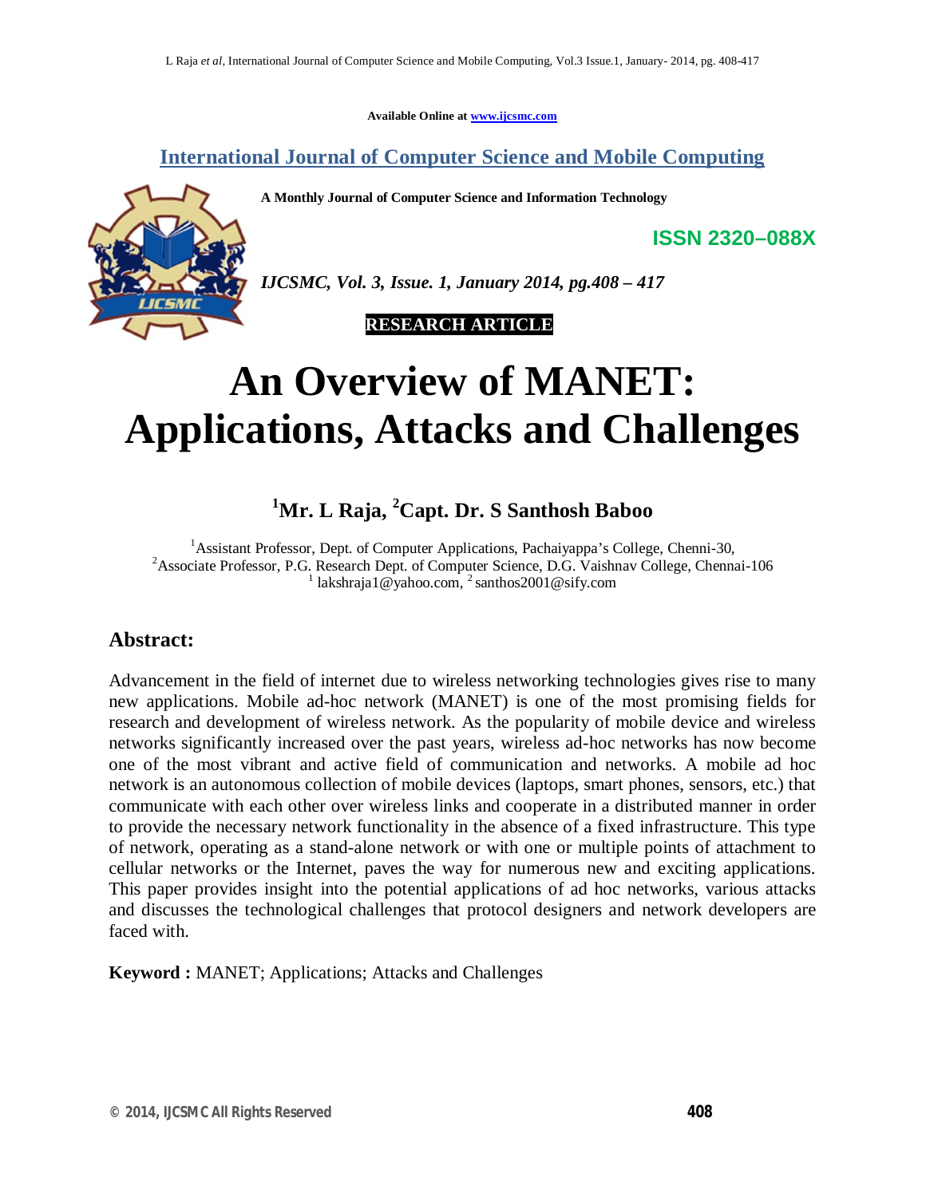Available Online at www.ijcsmc.com

## International Journal of Computer Science and Mobile Computing

**A Monthly Journal of Computer Science and Information Technology**

**ISSN 2320–088X**

*IJCSMC, Vol. 3, Issue. 1, January 2014, pg.408 – 417*

**RESEARCH ARTICLE**

# An Overview of MANET: Applications, Attacks and Challenges

**[1]Mr. L Raja, [2]Capt. Dr. S Santhosh Baboo**

[1]Assistant Professor, Dept. of Computer Applications, Pachaiyappa's College, Chenni-30,
[2]Associate Professor, P.G. Research Dept. of Computer Science, D.G. Vaishnav College, Chennai-106
[1] lakshraja1@yahoo.com, [2] santhos2001@sify.com

## Abstract:

Advancement in the field of internet due to wireless networking technologies gives rise to many new applications. Mobile ad-hoc network (MANET) is one of the most promising fields for research and development of wireless network. As the popularity of mobile device and wireless networks significantly increased over the past years, wireless ad-hoc networks has now become one of the most vibrant and active field of communication and networks. A mobile ad hoc network is an autonomous collection of mobile devices (laptops, smart phones, sensors, etc.) that communicate with each other over wireless links and cooperate in a distributed manner in order to provide the necessary network functionality in the absence of a fixed infrastructure. This type of network, operating as a stand-alone network or with one or multiple points of attachment to cellular networks or the Internet, paves the way for numerous new and exciting applications. This paper provides insight into the potential applications of ad hoc networks, various attacks and discusses the technological challenges that protocol designers and network developers are faced with.

**Keyword :** MANET; Applications; Attacks and Challenges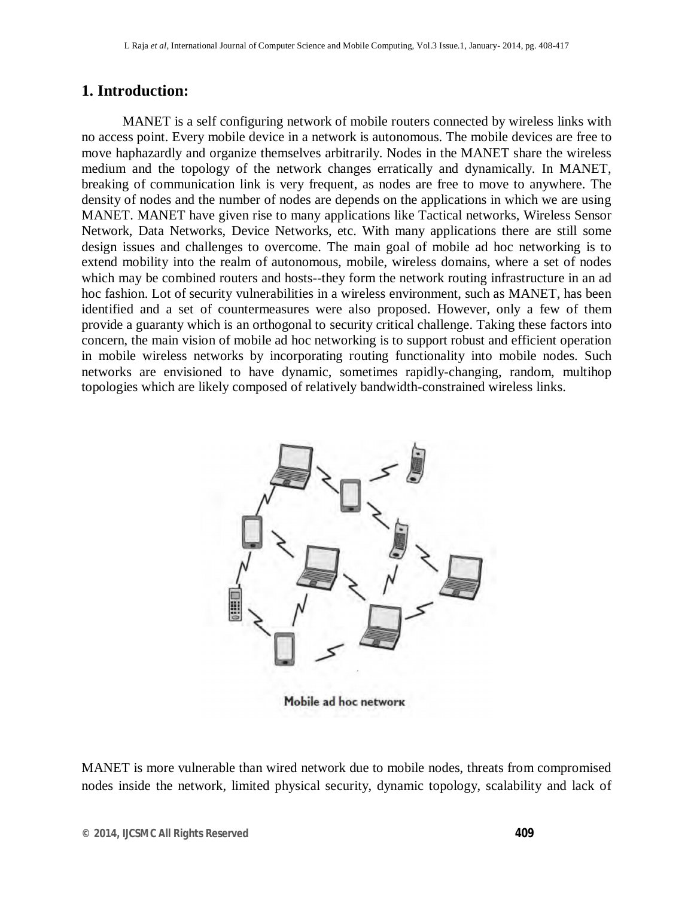## 1. Introduction:

MANET is a self configuring network of mobile routers connected by wireless links with no access point. Every mobile device in a network is autonomous. The mobile devices are free to move haphazardly and organize themselves arbitrarily. Nodes in the MANET share the wireless medium and the topology of the network changes erratically and dynamically. In MANET, breaking of communication link is very frequent, as nodes are free to move to anywhere. The density of nodes and the number of nodes are depends on the applications in which we are using MANET. MANET have given rise to many applications like Tactical networks, Wireless Sensor Network, Data Networks, Device Networks, etc. With many applications there are still some design issues and challenges to overcome. The main goal of mobile ad hoc networking is to extend mobility into the realm of autonomous, mobile, wireless domains, where a set of nodes which may be combined routers and hosts--they form the network routing infrastructure in an ad hoc fashion. Lot of security vulnerabilities in a wireless environment, such as MANET, has been identified and a set of countermeasures were also proposed. However, only a few of them provide a guaranty which is an orthogonal to security critical challenge. Taking these factors into concern, the main vision of mobile ad hoc networking is to support robust and efficient operation in mobile wireless networks by incorporating routing functionality into mobile nodes. Such networks are envisioned to have dynamic, sometimes rapidly-changing, random, multihop topologies which are likely composed of relatively bandwidth-constrained wireless links.

Mobile ad hoc network

MANET is more vulnerable than wired network due to mobile nodes, threats from compromised nodes inside the network, limited physical security, dynamic topology, scalability and lack of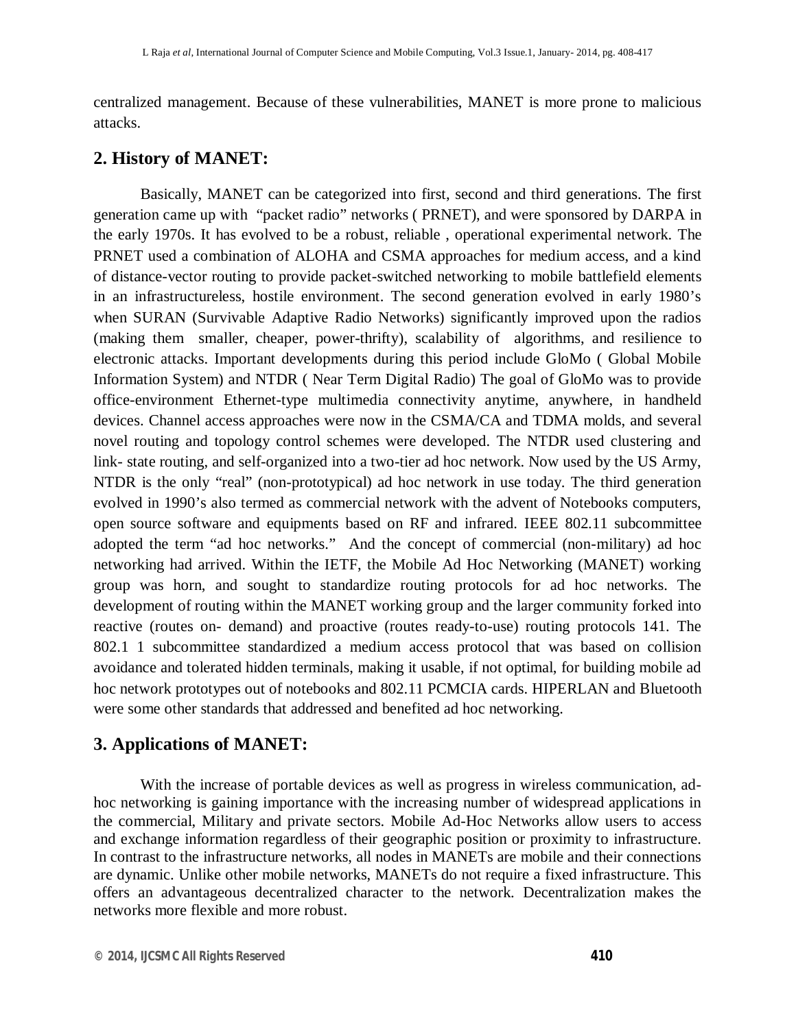centralized management. Because of these vulnerabilities, MANET is more prone to malicious attacks.

## 2. History of MANET:

Basically, MANET can be categorized into first, second and third generations. The first generation came up with "packet radio" networks ( PRNET), and were sponsored by DARPA in the early 1970s. It has evolved to be a robust, reliable , operational experimental network. The PRNET used a combination of ALOHA and CSMA approaches for medium access, and a kind of distance-vector routing to provide packet-switched networking to mobile battlefield elements in an infrastructureless, hostile environment. The second generation evolved in early 1980's when SURAN (Survivable Adaptive Radio Networks) significantly improved upon the radios (making them smaller, cheaper, power-thrifty), scalability of algorithms, and resilience to electronic attacks. Important developments during this period include GloMo ( Global Mobile Information System) and NTDR ( Near Term Digital Radio) The goal of GloMo was to provide office-environment Ethernet-type multimedia connectivity anytime, anywhere, in handheld devices. Channel access approaches were now in the CSMA/CA and TDMA molds, and several novel routing and topology control schemes were developed. The NTDR used clustering and link- state routing, and self-organized into a two-tier ad hoc network. Now used by the US Army, NTDR is the only "real" (non-prototypical) ad hoc network in use today. The third generation evolved in 1990's also termed as commercial network with the advent of Notebooks computers, open source software and equipments based on RF and infrared. IEEE 802.11 subcommittee adopted the term "ad hoc networks." And the concept of commercial (non-military) ad hoc networking had arrived. Within the IETF, the Mobile Ad Hoc Networking (MANET) working group was horn, and sought to standardize routing protocols for ad hoc networks. The development of routing within the MANET working group and the larger community forked into reactive (routes on- demand) and proactive (routes ready-to-use) routing protocols 141. The 802.1 1 subcommittee standardized a medium access protocol that was based on collision avoidance and tolerated hidden terminals, making it usable, if not optimal, for building mobile ad hoc network prototypes out of notebooks and 802.11 PCMCIA cards. HIPERLAN and Bluetooth were some other standards that addressed and benefited ad hoc networking.

## 3. Applications of MANET:

With the increase of portable devices as well as progress in wireless communication, ad-hoc networking is gaining importance with the increasing number of widespread applications in the commercial, Military and private sectors. Mobile Ad-Hoc Networks allow users to access and exchange information regardless of their geographic position or proximity to infrastructure. In contrast to the infrastructure networks, all nodes in MANETs are mobile and their connections are dynamic. Unlike other mobile networks, MANETs do not require a fixed infrastructure. This offers an advantageous decentralized character to the network. Decentralization makes the networks more flexible and more robust.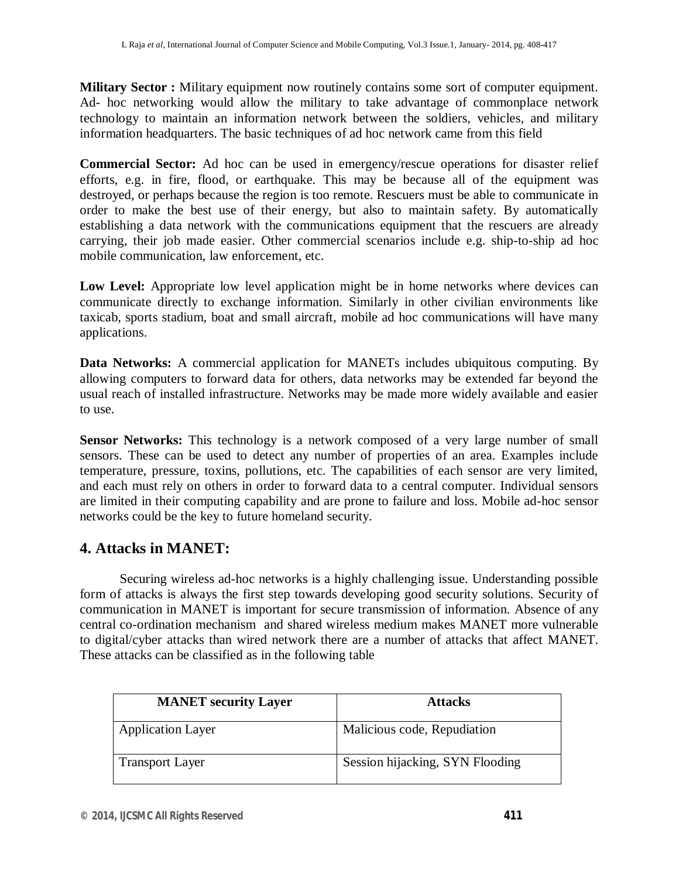**Military Sector :** Military equipment now routinely contains some sort of computer equipment. Ad- hoc networking would allow the military to take advantage of commonplace network technology to maintain an information network between the soldiers, vehicles, and military information headquarters. The basic techniques of ad hoc network came from this field

**Commercial Sector:** Ad hoc can be used in emergency/rescue operations for disaster relief efforts, e.g. in fire, flood, or earthquake. This may be because all of the equipment was destroyed, or perhaps because the region is too remote. Rescuers must be able to communicate in order to make the best use of their energy, but also to maintain safety. By automatically establishing a data network with the communications equipment that the rescuers are already carrying, their job made easier. Other commercial scenarios include e.g. ship-to-ship ad hoc mobile communication, law enforcement, etc.

**Low Level:** Appropriate low level application might be in home networks where devices can communicate directly to exchange information. Similarly in other civilian environments like taxicab, sports stadium, boat and small aircraft, mobile ad hoc communications will have many applications.

**Data Networks:** A commercial application for MANETs includes ubiquitous computing. By allowing computers to forward data for others, data networks may be extended far beyond the usual reach of installed infrastructure. Networks may be made more widely available and easier to use.

**Sensor Networks:** This technology is a network composed of a very large number of small sensors. These can be used to detect any number of properties of an area. Examples include temperature, pressure, toxins, pollutions, etc. The capabilities of each sensor are very limited, and each must rely on others in order to forward data to a central computer. Individual sensors are limited in their computing capability and are prone to failure and loss. Mobile ad-hoc sensor networks could be the key to future homeland security.

## 4. Attacks in MANET:

Securing wireless ad-hoc networks is a highly challenging issue. Understanding possible form of attacks is always the first step towards developing good security solutions. Security of communication in MANET is important for secure transmission of information. Absence of any central co-ordination mechanism and shared wireless medium makes MANET more vulnerable to digital/cyber attacks than wired network there are a number of attacks that affect MANET. These attacks can be classified as in the following table

| MANET security Layer | Attacks |
|---|---|
| Application Layer | Malicious code, Repudiation |
| Transport Layer | Session hijacking, SYN Flooding |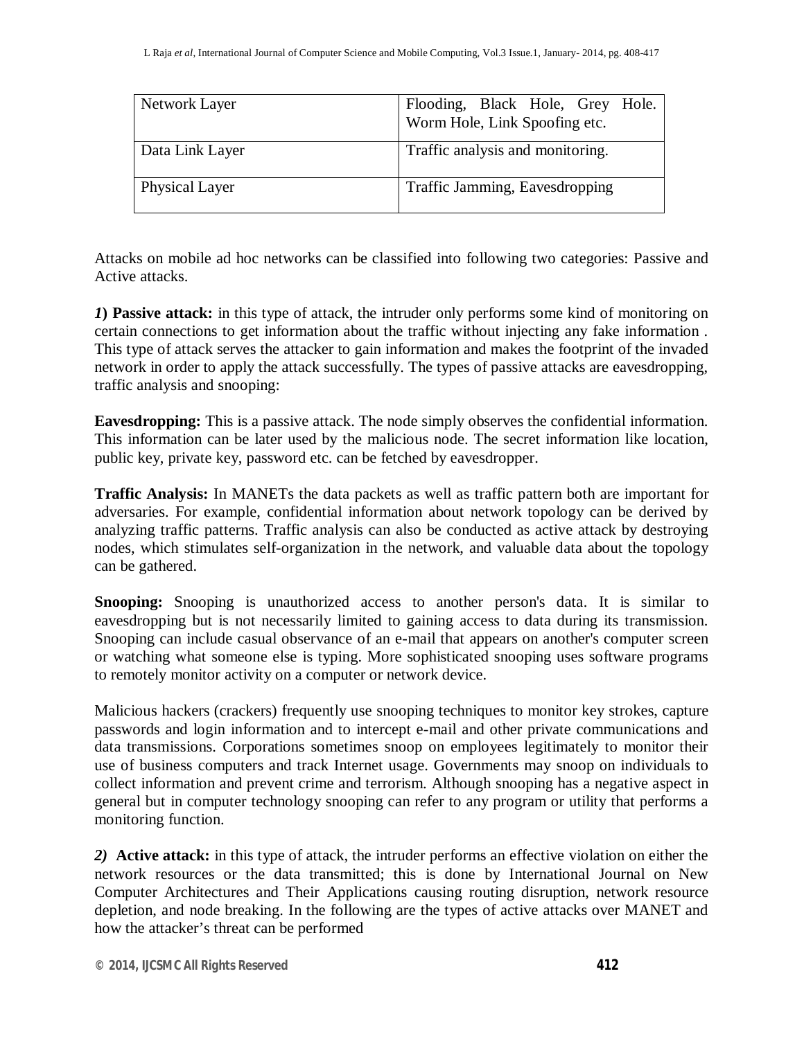| Network Layer | Flooding, Black Hole, Grey Hole. Worm Hole, Link Spoofing etc. |
| --- | --- |
| Data Link Layer | Traffic analysis and monitoring. |
| Physical Layer | Traffic Jamming, Eavesdropping |

Attacks on mobile ad hoc networks can be classified into following two categories: Passive and Active attacks.

***1*) Passive attack:** in this type of attack, the intruder only performs some kind of monitoring on certain connections to get information about the traffic without injecting any fake information . This type of attack serves the attacker to gain information and makes the footprint of the invaded network in order to apply the attack successfully. The types of passive attacks are eavesdropping, traffic analysis and snooping:

**Eavesdropping:** This is a passive attack. The node simply observes the confidential information. This information can be later used by the malicious node. The secret information like location, public key, private key, password etc. can be fetched by eavesdropper.

**Traffic Analysis:** In MANETs the data packets as well as traffic pattern both are important for adversaries. For example, confidential information about network topology can be derived by analyzing traffic patterns. Traffic analysis can also be conducted as active attack by destroying nodes, which stimulates self-organization in the network, and valuable data about the topology can be gathered.

**Snooping:** Snooping is unauthorized access to another person's data. It is similar to eavesdropping but is not necessarily limited to gaining access to data during its transmission. Snooping can include casual observance of an e-mail that appears on another's computer screen or watching what someone else is typing. More sophisticated snooping uses software programs to remotely monitor activity on a computer or network device.

Malicious hackers (crackers) frequently use snooping techniques to monitor key strokes, capture passwords and login information and to intercept e-mail and other private communications and data transmissions. Corporations sometimes snoop on employees legitimately to monitor their use of business computers and track Internet usage. Governments may snoop on individuals to collect information and prevent crime and terrorism. Although snooping has a negative aspect in general but in computer technology snooping can refer to any program or utility that performs a monitoring function.

***2)* Active attack:** in this type of attack, the intruder performs an effective violation on either the network resources or the data transmitted; this is done by International Journal on New Computer Architectures and Their Applications causing routing disruption, network resource depletion, and node breaking. In the following are the types of active attacks over MANET and how the attacker's threat can be performed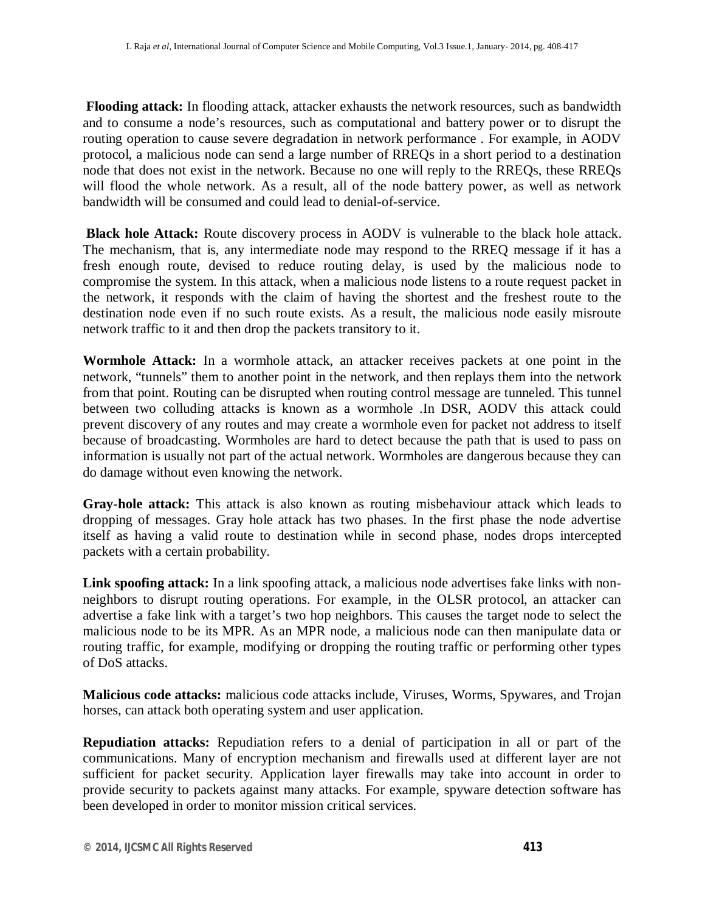**Flooding attack:** In flooding attack, attacker exhausts the network resources, such as bandwidth and to consume a node's resources, such as computational and battery power or to disrupt the routing operation to cause severe degradation in network performance . For example, in AODV protocol, a malicious node can send a large number of RREQs in a short period to a destination node that does not exist in the network. Because no one will reply to the RREQs, these RREQs will flood the whole network. As a result, all of the node battery power, as well as network bandwidth will be consumed and could lead to denial-of-service.

**Black hole Attack:** Route discovery process in AODV is vulnerable to the black hole attack. The mechanism, that is, any intermediate node may respond to the RREQ message if it has a fresh enough route, devised to reduce routing delay, is used by the malicious node to compromise the system. In this attack, when a malicious node listens to a route request packet in the network, it responds with the claim of having the shortest and the freshest route to the destination node even if no such route exists. As a result, the malicious node easily misroute network traffic to it and then drop the packets transitory to it.

**Wormhole Attack:** In a wormhole attack, an attacker receives packets at one point in the network, "tunnels" them to another point in the network, and then replays them into the network from that point. Routing can be disrupted when routing control message are tunneled. This tunnel between two colluding attacks is known as a wormhole .In DSR, AODV this attack could prevent discovery of any routes and may create a wormhole even for packet not address to itself because of broadcasting. Wormholes are hard to detect because the path that is used to pass on information is usually not part of the actual network. Wormholes are dangerous because they can do damage without even knowing the network.

**Gray-hole attack:** This attack is also known as routing misbehaviour attack which leads to dropping of messages. Gray hole attack has two phases. In the first phase the node advertise itself as having a valid route to destination while in second phase, nodes drops intercepted packets with a certain probability.

**Link spoofing attack:** In a link spoofing attack, a malicious node advertises fake links with non-neighbors to disrupt routing operations. For example, in the OLSR protocol, an attacker can advertise a fake link with a target's two hop neighbors. This causes the target node to select the malicious node to be its MPR. As an MPR node, a malicious node can then manipulate data or routing traffic, for example, modifying or dropping the routing traffic or performing other types of DoS attacks.

**Malicious code attacks:** malicious code attacks include, Viruses, Worms, Spywares, and Trojan horses, can attack both operating system and user application.

**Repudiation attacks:** Repudiation refers to a denial of participation in all or part of the communications. Many of encryption mechanism and firewalls used at different layer are not sufficient for packet security. Application layer firewalls may take into account in order to provide security to packets against many attacks. For example, spyware detection software has been developed in order to monitor mission critical services.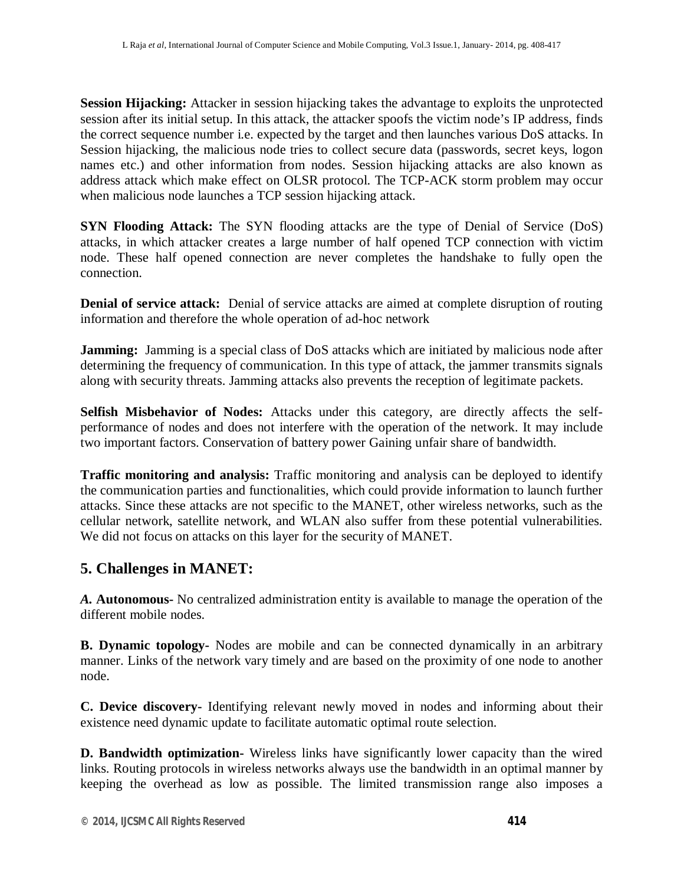**Session Hijacking:** Attacker in session hijacking takes the advantage to exploits the unprotected session after its initial setup. In this attack, the attacker spoofs the victim node's IP address, finds the correct sequence number i.e. expected by the target and then launches various DoS attacks. In Session hijacking, the malicious node tries to collect secure data (passwords, secret keys, logon names etc.) and other information from nodes. Session hijacking attacks are also known as address attack which make effect on OLSR protocol. The TCP-ACK storm problem may occur when malicious node launches a TCP session hijacking attack.

**SYN Flooding Attack:** The SYN flooding attacks are the type of Denial of Service (DoS) attacks, in which attacker creates a large number of half opened TCP connection with victim node. These half opened connection are never completes the handshake to fully open the connection.

**Denial of service attack:** Denial of service attacks are aimed at complete disruption of routing information and therefore the whole operation of ad-hoc network

**Jamming:** Jamming is a special class of DoS attacks which are initiated by malicious node after determining the frequency of communication. In this type of attack, the jammer transmits signals along with security threats. Jamming attacks also prevents the reception of legitimate packets.

**Selfish Misbehavior of Nodes:** Attacks under this category, are directly affects the self-performance of nodes and does not interfere with the operation of the network. It may include two important factors. Conservation of battery power Gaining unfair share of bandwidth.

**Traffic monitoring and analysis:** Traffic monitoring and analysis can be deployed to identify the communication parties and functionalities, which could provide information to launch further attacks. Since these attacks are not specific to the MANET, other wireless networks, such as the cellular network, satellite network, and WLAN also suffer from these potential vulnerabilities. We did not focus on attacks on this layer for the security of MANET.

## 5. Challenges in MANET:

***A.* Autonomous-** No centralized administration entity is available to manage the operation of the different mobile nodes.

**B. Dynamic topology-** Nodes are mobile and can be connected dynamically in an arbitrary manner. Links of the network vary timely and are based on the proximity of one node to another node.

**C. Device discovery-** Identifying relevant newly moved in nodes and informing about their existence need dynamic update to facilitate automatic optimal route selection.

**D. Bandwidth optimization-** Wireless links have significantly lower capacity than the wired links. Routing protocols in wireless networks always use the bandwidth in an optimal manner by keeping the overhead as low as possible. The limited transmission range also imposes a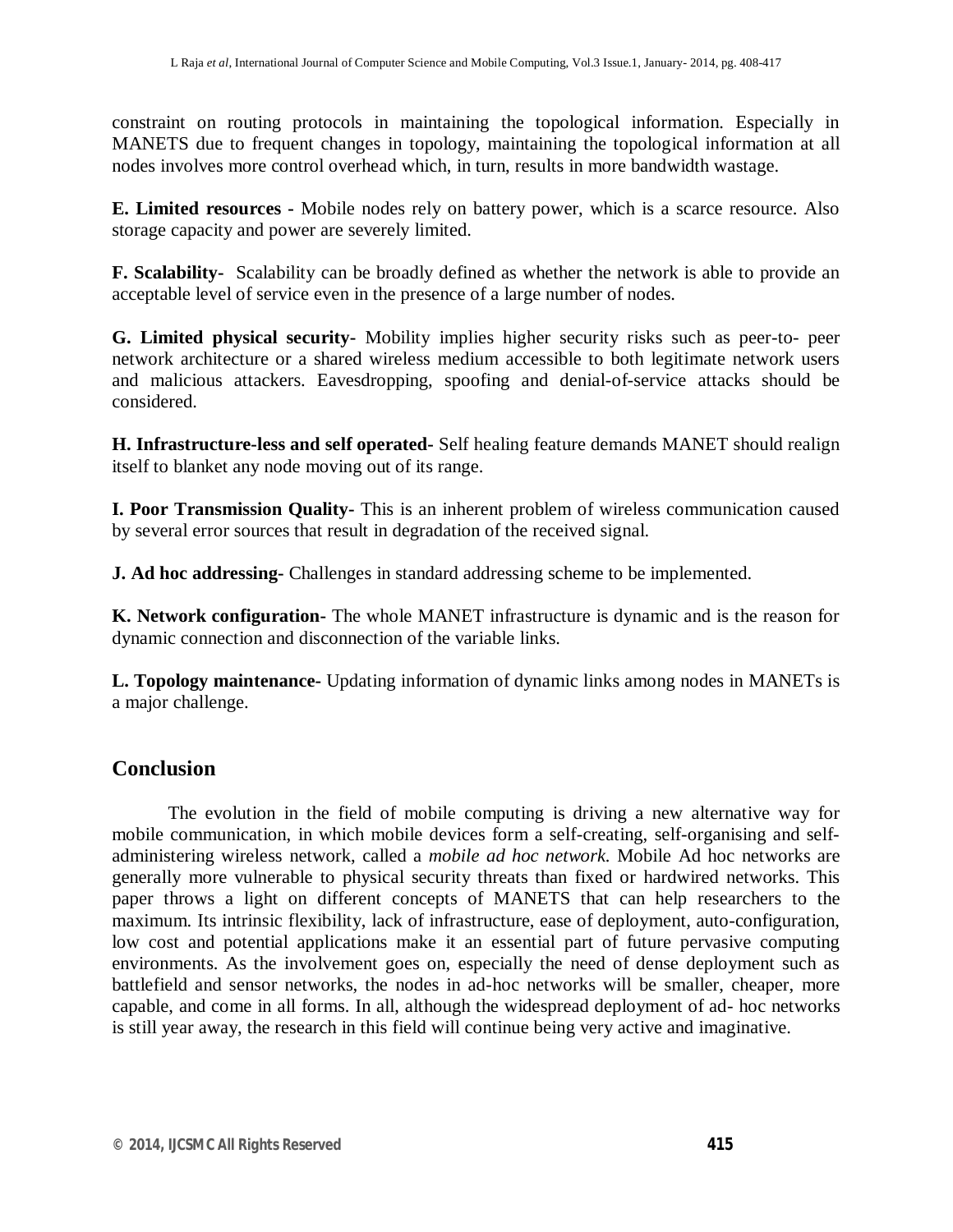constraint on routing protocols in maintaining the topological information. Especially in MANETS due to frequent changes in topology, maintaining the topological information at all nodes involves more control overhead which, in turn, results in more bandwidth wastage.

**E. Limited resources -** Mobile nodes rely on battery power, which is a scarce resource. Also storage capacity and power are severely limited.

**F. Scalability-** Scalability can be broadly defined as whether the network is able to provide an acceptable level of service even in the presence of a large number of nodes.

**G. Limited physical security-** Mobility implies higher security risks such as peer-to- peer network architecture or a shared wireless medium accessible to both legitimate network users and malicious attackers. Eavesdropping, spoofing and denial-of-service attacks should be considered.

**H. Infrastructure-less and self operated-** Self healing feature demands MANET should realign itself to blanket any node moving out of its range.

**I. Poor Transmission Quality-** This is an inherent problem of wireless communication caused by several error sources that result in degradation of the received signal.

**J. Ad hoc addressing-** Challenges in standard addressing scheme to be implemented.

**K. Network configuration-** The whole MANET infrastructure is dynamic and is the reason for dynamic connection and disconnection of the variable links.

**L. Topology maintenance-** Updating information of dynamic links among nodes in MANETs is a major challenge.

## Conclusion

The evolution in the field of mobile computing is driving a new alternative way for mobile communication, in which mobile devices form a self-creating, self-organising and self-administering wireless network, called a *mobile ad hoc network*. Mobile Ad hoc networks are generally more vulnerable to physical security threats than fixed or hardwired networks. This paper throws a light on different concepts of MANETS that can help researchers to the maximum. Its intrinsic flexibility, lack of infrastructure, ease of deployment, auto-configuration, low cost and potential applications make it an essential part of future pervasive computing environments. As the involvement goes on, especially the need of dense deployment such as battlefield and sensor networks, the nodes in ad-hoc networks will be smaller, cheaper, more capable, and come in all forms. In all, although the widespread deployment of ad- hoc networks is still year away, the research in this field will continue being very active and imaginative.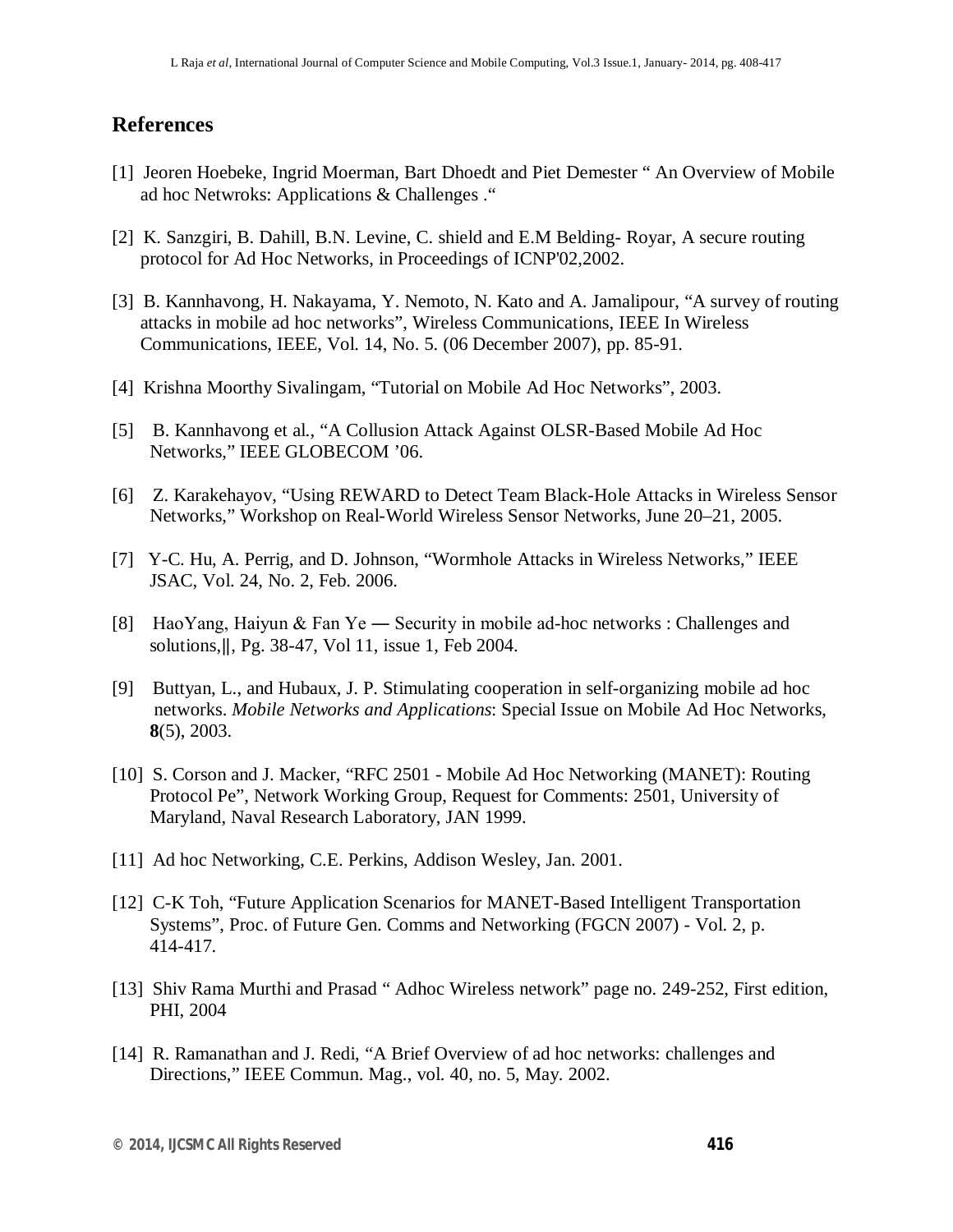## References

[1] Jeoren Hoebeke, Ingrid Moerman, Bart Dhoedt and Piet Demester " An Overview of Mobile ad hoc Netwroks: Applications & Challenges ."

[2] K. Sanzgiri, B. Dahill, B.N. Levine, C. shield and E.M Belding- Royar, A secure routing protocol for Ad Hoc Networks, in Proceedings of ICNP'02,2002.

[3] B. Kannhavong, H. Nakayama, Y. Nemoto, N. Kato and A. Jamalipour, "A survey of routing attacks in mobile ad hoc networks", Wireless Communications, IEEE In Wireless Communications, IEEE, Vol. 14, No. 5. (06 December 2007), pp. 85-91.

[4] Krishna Moorthy Sivalingam, "Tutorial on Mobile Ad Hoc Networks", 2003.

[5] B. Kannhavong et al., "A Collusion Attack Against OLSR-Based Mobile Ad Hoc Networks," IEEE GLOBECOM '06.

[6] Z. Karakehayov, "Using REWARD to Detect Team Black-Hole Attacks in Wireless Sensor Networks," Workshop on Real-World Wireless Sensor Networks, June 20–21, 2005.

[7] Y-C. Hu, A. Perrig, and D. Johnson, "Wormhole Attacks in Wireless Networks," IEEE JSAC, Vol. 24, No. 2, Feb. 2006.

[8] HaoYang, Haiyun & Fan Ye ― Security in mobile ad-hoc networks : Challenges and solutions,‖, Pg. 38-47, Vol 11, issue 1, Feb 2004.

[9] Buttyan, L., and Hubaux, J. P. Stimulating cooperation in self-organizing mobile ad hoc networks. *Mobile Networks and Applications*: Special Issue on Mobile Ad Hoc Networks, **8**(5), 2003.

[10] S. Corson and J. Macker, "RFC 2501 - Mobile Ad Hoc Networking (MANET): Routing Protocol Pe", Network Working Group, Request for Comments: 2501, University of Maryland, Naval Research Laboratory, JAN 1999.

[11] Ad hoc Networking, C.E. Perkins, Addison Wesley, Jan. 2001.

[12] C-K Toh, "Future Application Scenarios for MANET-Based Intelligent Transportation Systems", Proc. of Future Gen. Comms and Networking (FGCN 2007) - Vol. 2, p. 414-417.

[13] Shiv Rama Murthi and Prasad " Adhoc Wireless network" page no. 249-252, First edition, PHI, 2004

[14] R. Ramanathan and J. Redi, "A Brief Overview of ad hoc networks: challenges and Directions," IEEE Commun. Mag., vol. 40, no. 5, May. 2002.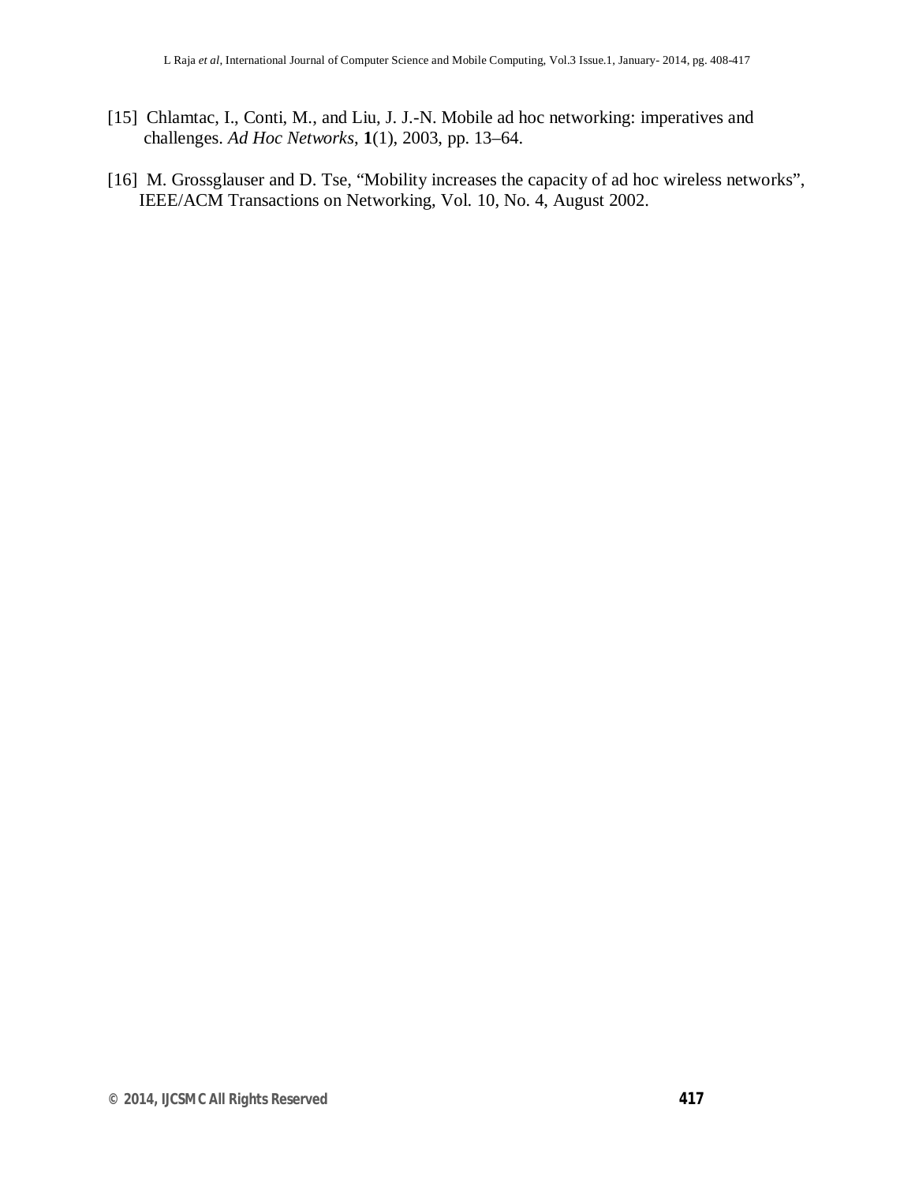[15] Chlamtac, I., Conti, M., and Liu, J. J.-N. Mobile ad hoc networking: imperatives and challenges. *Ad Hoc Networks*, **1**(1), 2003, pp. 13–64.

[16] M. Grossglauser and D. Tse, "Mobility increases the capacity of ad hoc wireless networks", IEEE/ACM Transactions on Networking, Vol. 10, No. 4, August 2002.